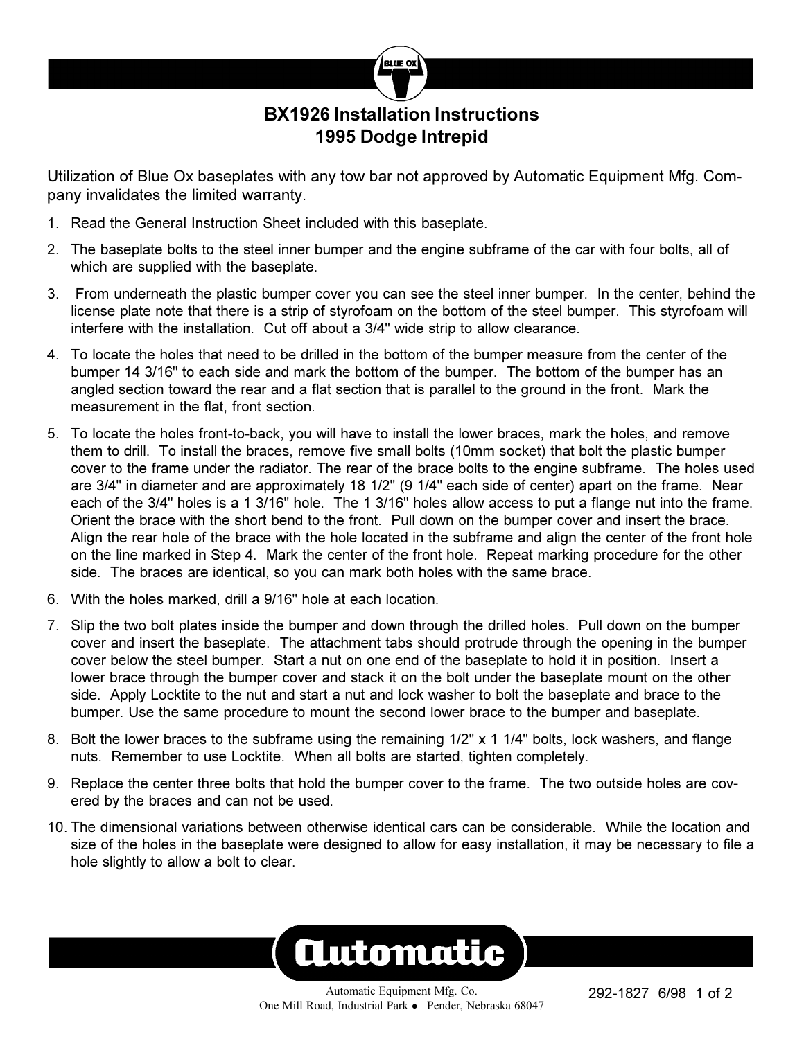# BX1926 Installation Instructions
# 1995 Dodge Intrepid

Utilization of Blue Ox baseplates with any tow bar not approved by Automatic Equipment Mfg. Company invalidates the limited warranty.

1. Read the General Instruction Sheet included with this baseplate.
2. The baseplate bolts to the steel inner bumper and the engine subframe of the car with four bolts, all of which are supplied with the baseplate.
3. From underneath the plastic bumper cover you can see the steel inner bumper. In the center, behind the license plate note that there is a strip of styrofoam on the bottom of the steel bumper. This styrofoam will interfere with the installation. Cut off about a 3/4" wide strip to allow clearance.
4. To locate the holes that need to be drilled in the bottom of the bumper measure from the center of the bumper 14 3/16" to each side and mark the bottom of the bumper. The bottom of the bumper has an angled section toward the rear and a flat section that is parallel to the ground in the front. Mark the measurement in the flat, front section.
5. To locate the holes front-to-back, you will have to install the lower braces, mark the holes, and remove them to drill. To install the braces, remove five small bolts (10mm socket) that bolt the plastic bumper cover to the frame under the radiator. The rear of the brace bolts to the engine subframe. The holes used are 3/4" in diameter and are approximately 18 1/2" (9 1/4" each side of center) apart on the frame. Near each of the 3/4" holes is a 1 3/16" hole. The 1 3/16" holes allow access to put a flange nut into the frame. Orient the brace with the short bend to the front. Pull down on the bumper cover and insert the brace. Align the rear hole of the brace with the hole located in the subframe and align the center of the front hole on the line marked in Step 4. Mark the center of the front hole. Repeat marking procedure for the other side. The braces are identical, so you can mark both holes with the same brace.
6. With the holes marked, drill a 9/16" hole at each location.
7. Slip the two bolt plates inside the bumper and down through the drilled holes. Pull down on the bumper cover and insert the baseplate. The attachment tabs should protrude through the opening in the bumper cover below the steel bumper. Start a nut on one end of the baseplate to hold it in position. Insert a lower brace through the bumper cover and stack it on the bolt under the baseplate mount on the other side. Apply Locktite to the nut and start a nut and lock washer to bolt the baseplate and brace to the bumper. Use the same procedure to mount the second lower brace to the bumper and baseplate.
8. Bolt the lower braces to the subframe using the remaining 1/2" x 1 1/4" bolts, lock washers, and flange nuts. Remember to use Locktite. When all bolts are started, tighten completely.
9. Replace the center three bolts that hold the bumper cover to the frame. The two outside holes are covered by the braces and can not be used.
10. The dimensional variations between otherwise identical cars can be considerable. While the location and size of the holes in the baseplate were designed to allow for easy installation, it may be necessary to file a hole slightly to allow a bolt to clear.

Automatic Equipment Mfg. Co.
One Mill Road, Industrial Park • Pender, Nebraska 68047

292-1827 6/98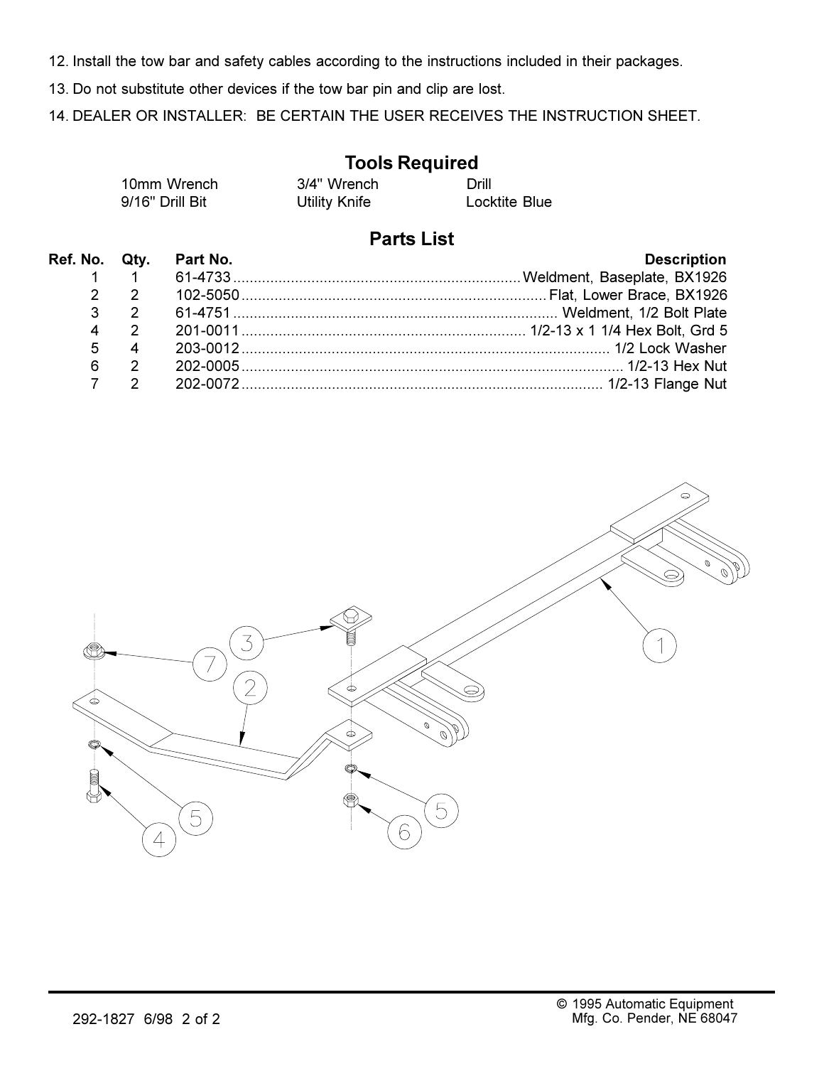12. Install the tow bar and safety cables according to the instructions included in their packages.
13. Do not substitute other devices if the tow bar pin and clip are lost.
14. DEALER OR INSTALLER: BE CERTAIN THE USER RECEIVES THE INSTRUCTION SHEET.

## Tools Required

| | | |
|---|---|---|
| 10mm Wrench | 3/4" Wrench | Drill |
| 9/16" Drill Bit | Utility Knife | Locktite Blue |

## Parts List

| Ref. No. | Qty. | Part No. | Description |
|---|---|---|---|
| 1 | 1 | 61-4733 | Weldment, Baseplate, BX1926 |
| 2 | 2 | 102-5050 | Flat, Lower Brace, BX1926 |
| 3 | 2 | 61-4751 | Weldment, 1/2 Bolt Plate |
| 4 | 2 | 201-0011 | 1/2-13 x 1 1/4 Hex Bolt, Grd 5 |
| 5 | 4 | 203-0012 | 1/2 Lock Washer |
| 6 | 2 | 202-0005 | 1/2-13 Hex Nut |
| 7 | 2 | 202-0072 | 1/2-13 Flange Nut |

3
7
2
1
5
4
5
6

292-1827 6/98

© 1995 Automatic Equipment Mfg. Co. Pender, NE 68047